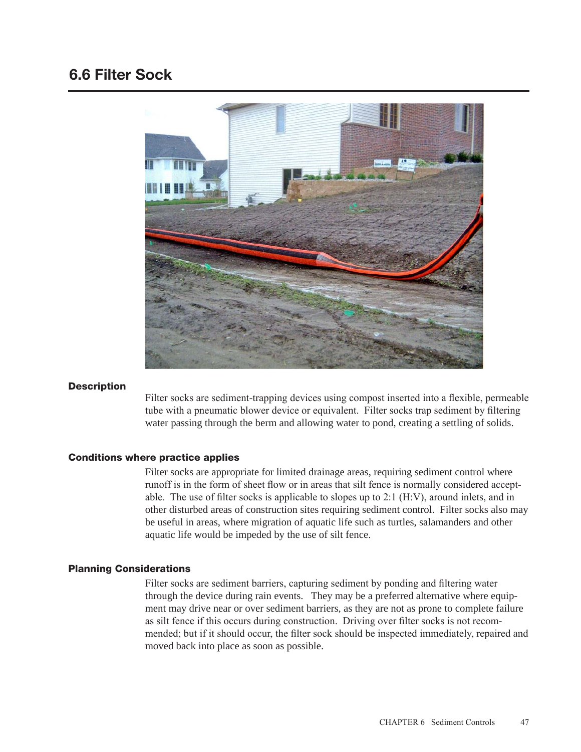## 6.6 Filter Sock

### Description

Filter socks are sediment-trapping devices using compost inserted into a flexible, permeable tube with a pneumatic blower device or equivalent. Filter socks trap sediment by filtering water passing through the berm and allowing water to pond, creating a settling of solids.

### Conditions where practice applies

Filter socks are appropriate for limited drainage areas, requiring sediment control where runoff is in the form of sheet flow or in areas that silt fence is normally considered acceptable. The use of filter socks is applicable to slopes up to 2:1 (H:V), around inlets, and in other disturbed areas of construction sites requiring sediment control. Filter socks also may be useful in areas, where migration of aquatic life such as turtles, salamanders and other aquatic life would be impeded by the use of silt fence.

### Planning Considerations

Filter socks are sediment barriers, capturing sediment by ponding and filtering water through the device during rain events. They may be a preferred alternative where equipment may drive near or over sediment barriers, as they are not as prone to complete failure as silt fence if this occurs during construction. Driving over filter socks is not recommended; but if it should occur, the filter sock should be inspected immediately, repaired and moved back into place as soon as possible.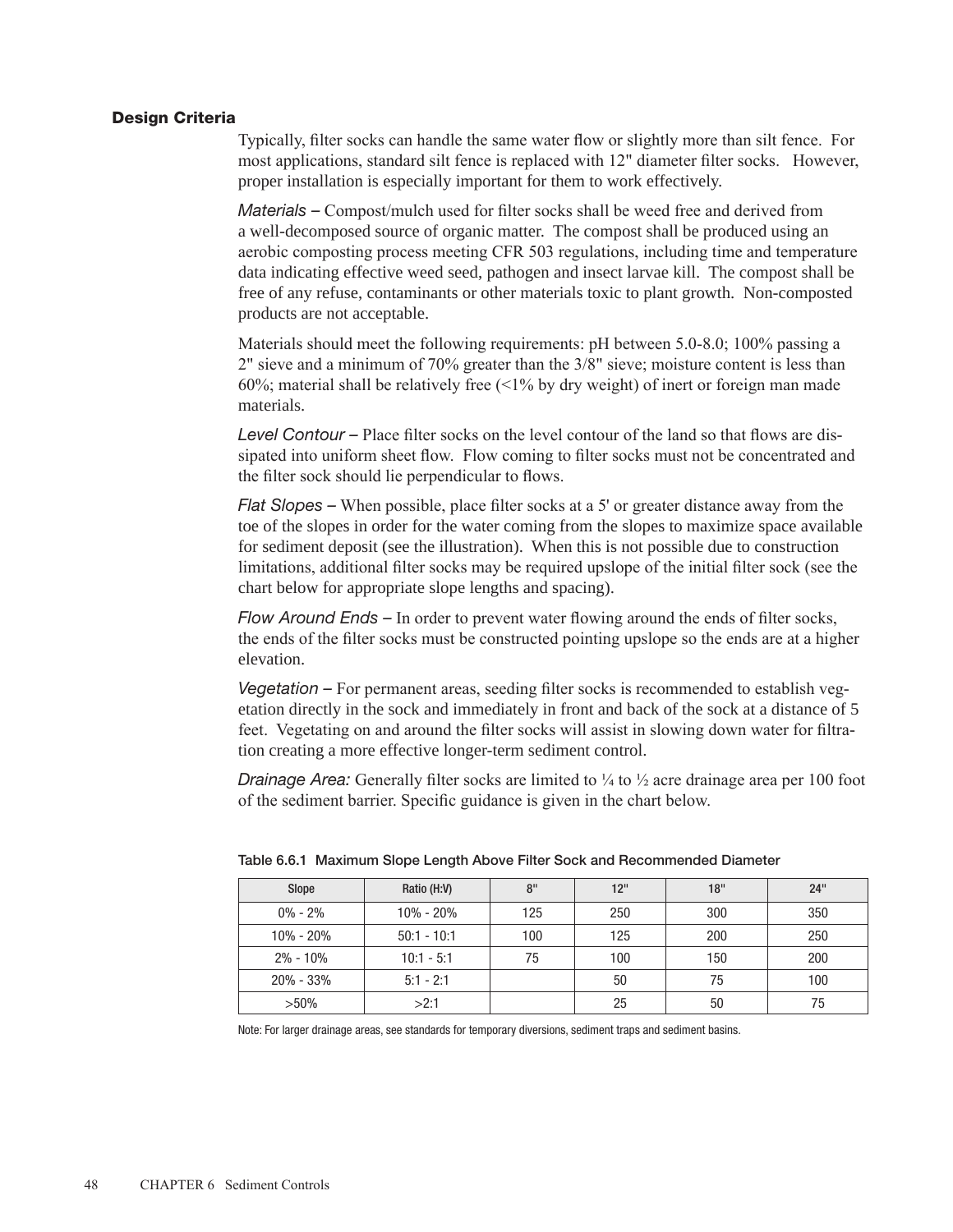### Design Criteria

Typically, filter socks can handle the same water flow or slightly more than silt fence. For most applications, standard silt fence is replaced with 12" diameter filter socks. However, proper installation is especially important for them to work effectively.

*Materials –* Compost/mulch used for filter socks shall be weed free and derived from a well-decomposed source of organic matter. The compost shall be produced using an aerobic composting process meeting CFR 503 regulations, including time and temperature data indicating effective weed seed, pathogen and insect larvae kill. The compost shall be free of any refuse, contaminants or other materials toxic to plant growth. Non-composted products are not acceptable.

Materials should meet the following requirements: pH between 5.0-8.0; 100% passing a 2" sieve and a minimum of 70% greater than the 3/8" sieve; moisture content is less than 60%; material shall be relatively free (<1% by dry weight) of inert or foreign man made materials.

*Level Contour –* Place filter socks on the level contour of the land so that flows are dissipated into uniform sheet flow. Flow coming to filter socks must not be concentrated and the filter sock should lie perpendicular to flows.

*Flat Slopes –* When possible, place filter socks at a 5' or greater distance away from the toe of the slopes in order for the water coming from the slopes to maximize space available for sediment deposit (see the illustration). When this is not possible due to construction limitations, additional filter socks may be required upslope of the initial filter sock (see the chart below for appropriate slope lengths and spacing).

*Flow Around Ends –* In order to prevent water flowing around the ends of filter socks, the ends of the filter socks must be constructed pointing upslope so the ends are at a higher elevation.

*Vegetation –* For permanent areas, seeding filter socks is recommended to establish vegetation directly in the sock and immediately in front and back of the sock at a distance of 5 feet. Vegetating on and around the filter socks will assist in slowing down water for filtration creating a more effective longer-term sediment control.

*Drainage Area:* Generally filter socks are limited to ¼ to ½ acre drainage area per 100 foot of the sediment barrier. Specific guidance is given in the chart below.

**Table 6.6.1 Maximum Slope Length Above Filter Sock and Recommended Diameter**

| Slope | Ratio (H:V) | 8" | 12" | 18" | 24" |
|---|---|---|---|---|---|
| 0% - 2% | 10% - 20% | 125 | 250 | 300 | 350 |
| 10% - 20% | 50:1 - 10:1 | 100 | 125 | 200 | 250 |
| 2% - 10% | 10:1 - 5:1 | 75 | 100 | 150 | 200 |
| 20% - 33% | 5:1 - 2:1 | | 50 | 75 | 100 |
| >50% | >2:1 | | 25 | 50 | 75 |

Note: For larger drainage areas, see standards for temporary diversions, sediment traps and sediment basins.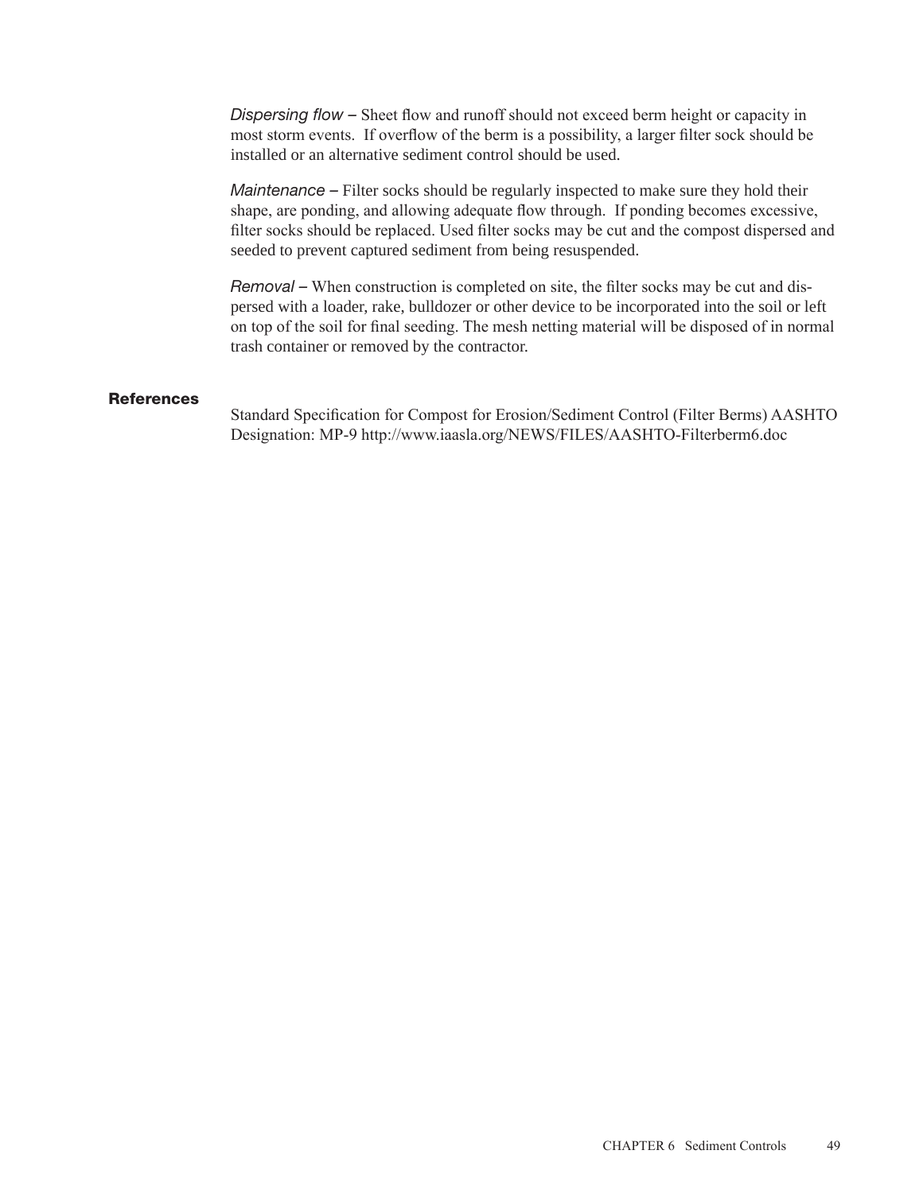*Dispersing flow* – Sheet flow and runoff should not exceed berm height or capacity in most storm events. If overflow of the berm is a possibility, a larger filter sock should be installed or an alternative sediment control should be used.

*Maintenance* – Filter socks should be regularly inspected to make sure they hold their shape, are ponding, and allowing adequate flow through. If ponding becomes excessive, filter socks should be replaced. Used filter socks may be cut and the compost dispersed and seeded to prevent captured sediment from being resuspended.

*Removal* – When construction is completed on site, the filter socks may be cut and dispersed with a loader, rake, bulldozer or other device to be incorporated into the soil or left on top of the soil for final seeding. The mesh netting material will be disposed of in normal trash container or removed by the contractor.

**References**

Standard Specification for Compost for Erosion/Sediment Control (Filter Berms) AASHTO Designation: MP-9 http://www.iaasla.org/NEWS/FILES/AASHTO-Filterberm6.doc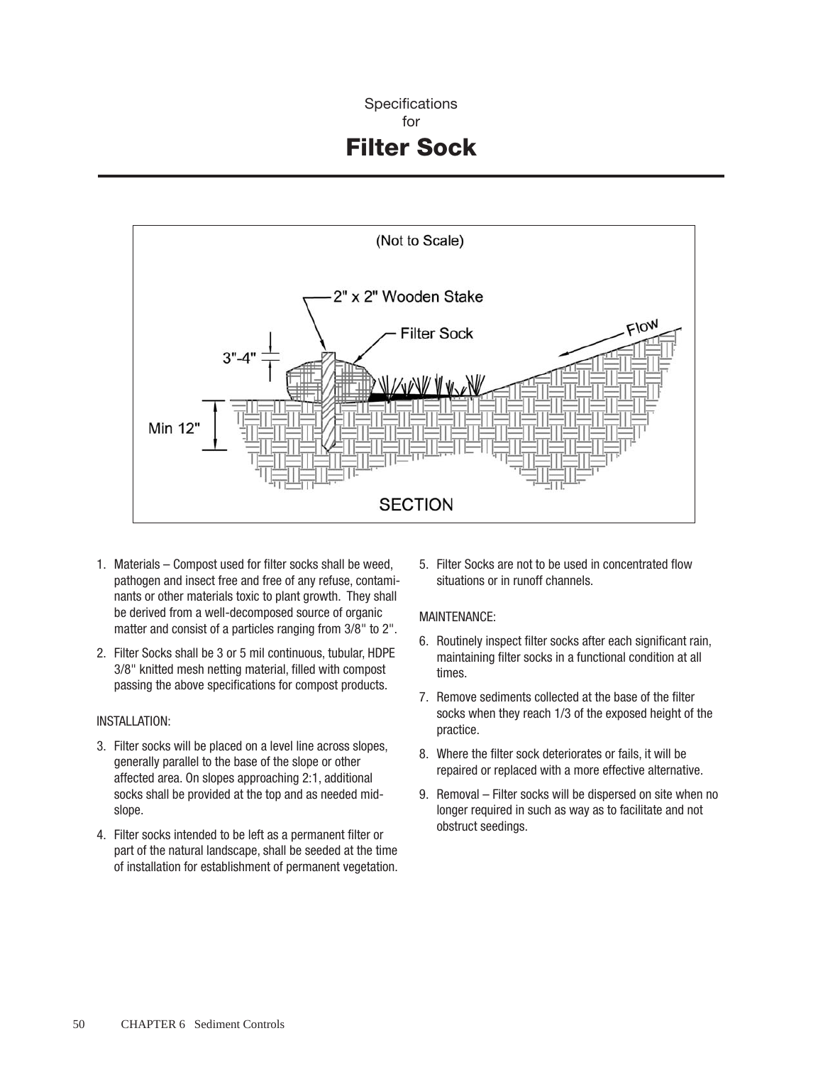Specifications
for

# Filter Sock

(Not to Scale)

2" x 2" Wooden Stake

Filter Sock

Flow

3"-4"

Min 12"

SECTION

1. Materials – Compost used for filter socks shall be weed, pathogen and insect free and free of any refuse, contaminants or other materials toxic to plant growth. They shall be derived from a well-decomposed source of organic matter and consist of a particles ranging from 3/8" to 2".
2. Filter Socks shall be 3 or 5 mil continuous, tubular, HDPE 3/8" knitted mesh netting material, filled with compost passing the above specifications for compost products.

INSTALLATION:

3. Filter socks will be placed on a level line across slopes, generally parallel to the base of the slope or other affected area. On slopes approaching 2:1, additional socks shall be provided at the top and as needed mid-slope.
4. Filter socks intended to be left as a permanent filter or part of the natural landscape, shall be seeded at the time of installation for establishment of permanent vegetation.
5. Filter Socks are not to be used in concentrated flow situations or in runoff channels.

MAINTENANCE:

6. Routinely inspect filter socks after each significant rain, maintaining filter socks in a functional condition at all times.
7. Remove sediments collected at the base of the filter socks when they reach 1/3 of the exposed height of the practice.
8. Where the filter sock deteriorates or fails, it will be repaired or replaced with a more effective alternative.
9. Removal – Filter socks will be dispersed on site when no longer required in such as way as to facilitate and not obstruct seedings.